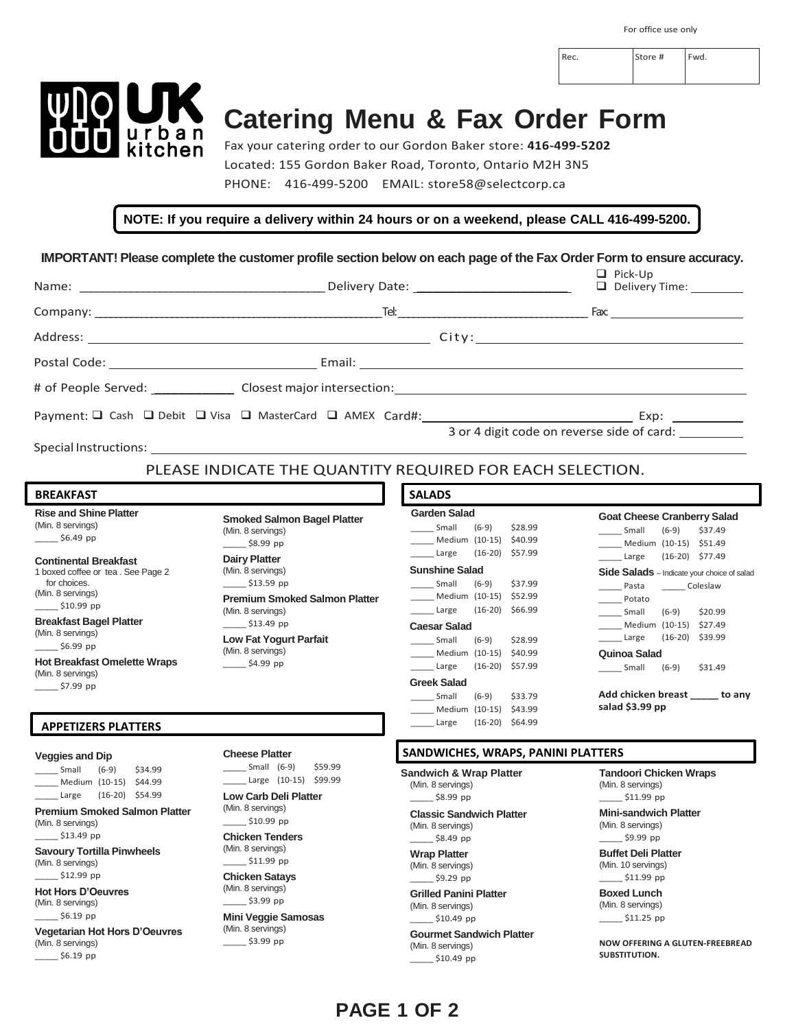For office use only

| Rec. | Store # | Fwd. |
|---|---|---|
| | | |

# UK urban kitchen — Catering Menu & Fax Order Form

Fax your catering order to our Gordon Baker store: **416-499-5202**

Located: 155 Gordon Baker Road, Toronto, Ontario M2H 3N5

PHONE: 416-499-5200 EMAIL: store58@selectcorp.ca

**NOTE: If you require a delivery within 24 hours or on a weekend, please CALL 416-499-5200.**

**IMPORTANT! Please complete the customer profile section below on each page of the Fax Order Form to ensure accuracy.**

Name: ______________________ Delivery Date: ______________ ❑ Pick-Up ❑ Delivery Time: ________

Company: ______________________ Tel: ______________ Fax: ______________

Address: ______________________ City: ______________________

Postal Code: ______________ Email: ______________________

# of People Served: ________ Closest major intersection: ______________________

Payment: ❑ Cash ❑ Debit ❑ Visa ❑ MasterCard ❑ AMEX Card#: ______________ Exp: ________

3 or 4 digit code on reverse side of card: ________

Special Instructions: ______________________

PLEASE INDICATE THE QUANTITY REQUIRED FOR EACH SELECTION.

## BREAKFAST

**Rise and Shine Platter**
(Min. 8 servings)
_____ $6.49 pp

**Continental Breakfast**
1 boxed coffee or tea. See Page 2 for choices.
(Min. 8 servings)
_____ $10.99 pp

**Breakfast Bagel Platter**
(Min. 8 servings)
_____ $6.99 pp

**Hot Breakfast Omelette Wraps**
(Min. 8 servings)
_____ $7.99 pp

**Smoked Salmon Bagel Platter**
(Min. 8 servings)
_____ $8.99 pp

**Dairy Platter**
(Min. 8 servings)
_____ $13.59 pp

**Premium Smoked Salmon Platter**
(Min. 8 servings)
_____ $13.49 pp

**Low Fat Yogurt Parfait**
(Min. 8 servings)
_____ $4.99 pp

## APPETIZERS PLATTERS

**Veggies and Dip**
_____ Small (6-9) $34.99
_____ Medium (10-15) $44.99
_____ Large (16-20) $54.99

**Premium Smoked Salmon Platter**
(Min. 8 servings)
_____ $13.49 pp

**Savoury Tortilla Pinwheels**
(Min. 8 servings)
_____ $12.99 pp

**Hot Hors D'Oeuvres**
(Min. 8 servings)
_____ $6.19 pp

**Vegetarian Hot Hors D'Oeuvres**
(Min. 8 servings)
_____ $6.19 pp

**Cheese Platter**
_____ Small (6-9) $59.99
_____ Large (10-15) $99.99

**Low Carb Deli Platter**
(Min. 8 servings)
_____ $10.99 pp

**Chicken Tenders**
(Min. 8 servings)
_____ $11.99 pp

**Chicken Satays**
(Min. 8 servings)
_____ $3.99 pp

**Mini Veggie Samosas**
(Min. 8 servings)
_____ $3.99 pp

## SALADS

**Garden Salad**
_____ Small (6-9) $28.99
_____ Medium (10-15) $40.99
_____ Large (16-20) $57.99

**Sunshine Salad**
_____ Small (6-9) $37.99
_____ Medium (10-15) $52.99
_____ Large (16-20) $66.99

**Caesar Salad**
_____ Small (6-9) $28.99
_____ Medium (10-15) $40.99
_____ Large (16-20) $57.99

**Greek Salad**
_____ Small (6-9) $33.79
_____ Medium (10-15) $43.99
_____ Large (16-20) $64.99

**Goat Cheese Cranberry Salad**
_____ Small (6-9) $37.49
_____ Medium (10-15) $51.49
_____ Large (16-20) $77.49

**Side Salads** – Indicate your choice of salad
_____ Pasta _____ Coleslaw
_____ Potato
_____ Small (6-9) $20.99
_____ Medium (10-15) $27.49
_____ Large (16-20) $39.99

**Quinoa Salad**
_____ Small (6-9) $31.49

**Add chicken breast _____ to any salad $3.99 pp**

## SANDWICHES, WRAPS, PANINI PLATTERS

**Sandwich & Wrap Platter**
(Min. 8 servings)
_____ $8.99 pp

**Classic Sandwich Platter**
(Min. 8 servings)
_____ $8.49 pp

**Wrap Platter**
(Min. 8 servings)
_____ $9.29 pp

**Grilled Panini Platter**
(Min. 8 servings)
_____ $10.49 pp

**Gourmet Sandwich Platter**
(Min. 8 servings)
_____ $10.49 pp

**Tandoori Chicken Wraps**
(Min. 8 servings)
_____ $11.99 pp

**Mini-sandwich Platter**
(Min. 8 servings)
_____ $9.99 pp

**Buffet Deli Platter**
(Min. 10 servings)
_____ $11.99 pp

**Boxed Lunch**
(Min. 8 servings)
_____ $11.25 pp

**NOW OFFERING A GLUTEN-FREEBREAD SUBSTITUTION.**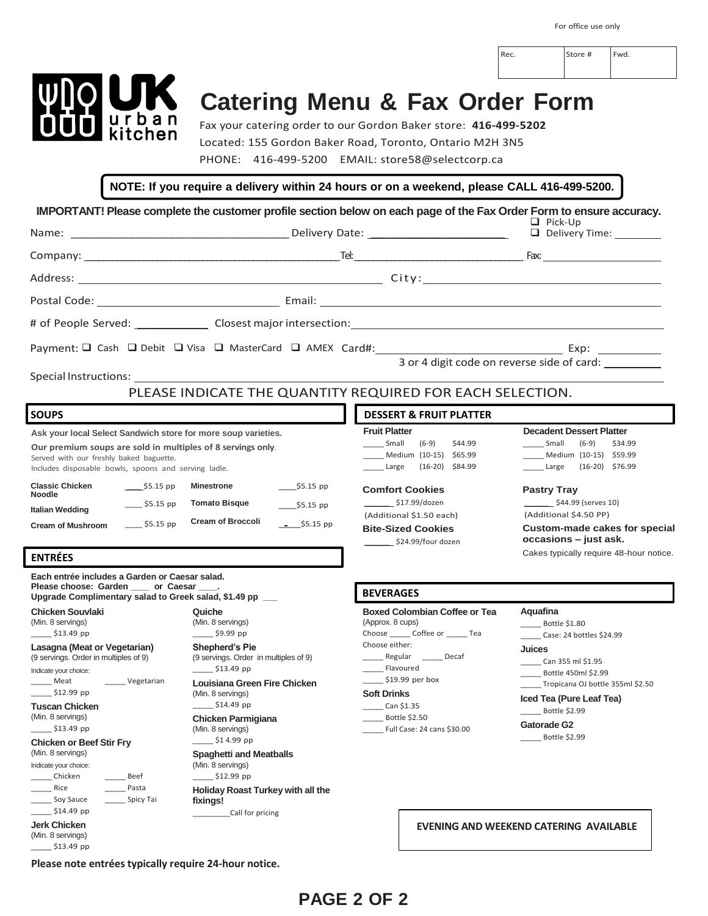For office use only

| Rec. | Store # | Fwd. |
| --- | --- | --- |
| | | |

urban kitchen

# Catering Menu & Fax Order Form

Fax your catering order to our Gordon Baker store: **416-499-5202**

Located: 155 Gordon Baker Road, Toronto, Ontario M2H 3N5

PHONE: 416-499-5200 EMAIL: store58@selectcorp.ca

**NOTE: If you require a delivery within 24 hours or on a weekend, please CALL 416-499-5200.**

**IMPORTANT! Please complete the customer profile section below on each page of the Fax Order Form to ensure accuracy.**

Name: ___________________________ Delivery Date: ___________________ ❑ Pick-Up ❑ Delivery Time: ________

Company: ___________________________ Tel: ___________________ Fax: ___________________

Address: ___________________________ City: ___________________

Postal Code: ___________________ Email: ___________________

# of People Served: __________ Closest major intersection: ___________________

Payment: ❑ Cash ❑ Debit ❑ Visa ❑ MasterCard ❑ AMEX Card#: ___________________ Exp: ________

3 or 4 digit code on reverse side of card: ________

Special Instructions: ___________________

PLEASE INDICATE THE QUANTITY REQUIRED FOR EACH SELECTION.

## SOUPS

**Ask your local Select Sandwich store for more soup varieties.**

**Our premium soups are sold in multiples of 8 servings only**.
Served with our freshly baked baguette.
Includes disposable bowls, spoons and serving ladle.

| | | | |
| --- | --- | --- | --- |
| **Classic Chicken Noodle** | ____$5.15 pp | **Minestrone** | ____$5.15 pp |
| **Italian Wedding** | ____ $5.15 pp | **Tomato Bisque** | ____$5.15 pp |
| **Cream of Mushroom** | ____ $5.15 pp | **Cream of Broccoli** | ____$5.15 pp |

## ENTRÉES

**Each entrée includes a Garden or Caesar salad.**
**Please choose: Garden ____ or Caesar ____.**
**Upgrade Complimentary salad to Greek salad, $1.49 pp ___**

**Chicken Souvlaki**
(Min. 8 servings)
_____ $13.49 pp

**Lasagna (Meat or Vegetarian)**
(9 servings. Order in multiples of 9)
Indicate your choice:
_____ Meat _____ Vegetarian
_____ $12.99 pp

**Tuscan Chicken**
(Min. 8 servings)
_____ $13.49 pp

**Chicken or Beef Stir Fry**
(Min. 8 servings)
Indicate your choice:
_____ Chicken _____ Beef
_____ Rice _____ Pasta
_____ Soy Sauce _____ Spicy Tai
_____ $14.49 pp

**Jerk Chicken**
(Min. 8 servings)
_____ $13.49 pp

**Quiche**
(Min. 8 servings)
_____ $9.99 pp

**Shepherd's Pie**
(9 servings. Order in multiples of 9)
_____ $13.49 pp

**Louisiana Green Fire Chicken**
(Min. 8 servings)
_____ $14.49 pp

**Chicken Parmigiana**
(Min. 8 servings)
_____ $14.99 pp

**Spaghetti and Meatballs**
(Min. 8 servings)
_____ $12.99 pp

**Holiday Roast Turkey with all the fixings!**
________Call for pricing

**Please note entrées typically require 24-hour notice.**

## DESSERT & FRUIT PLATTER

**Fruit Platter**
_____ Small (6-9) $44.99
_____ Medium (10-15) $65.99
_____ Large (16-20) $84.99

**Decadent Dessert Platter**
_____ Small (6-9) $34.99
_____ Medium (10-15) $59.99
_____ Large (16-20) $76.99

**Comfort Cookies**
______ $17.99/dozen
(Additional $1.50 each)

**Bite-Sized Cookies**
______ $24.99/four dozen

**Pastry Tray**
______ $44.99 (serves 10)
(Additional $4.50 PP)

**Custom-made cakes for special occasions – just ask.**
Cakes typically require 48-hour notice.

## BEVERAGES

**Boxed Colombian Coffee or Tea**
(Approx. 8 cups)
Choose _____ Coffee or _____ Tea
Choose either:
_____ Regular _____ Decaf
_____ Flavoured
_____ $19.99 per box

**Soft Drinks**
_____ Can $1.35
_____ Bottle $2.50
_____ Full Case: 24 cans $30.00

**Aquafina**
_____ Bottle $1.80
_____ Case: 24 bottles $24.99

**Juices**
_____ Can 355 ml $1.95
_____ Bottle 450ml $2.99
_____ Tropicana OJ bottle 355ml $2.50

**Iced Tea (Pure Leaf Tea)**
_____ Bottle $2.99

**Gatorade G2**
_____ Bottle $2.99

**EVENING AND WEEKEND CATERING AVAILABLE**